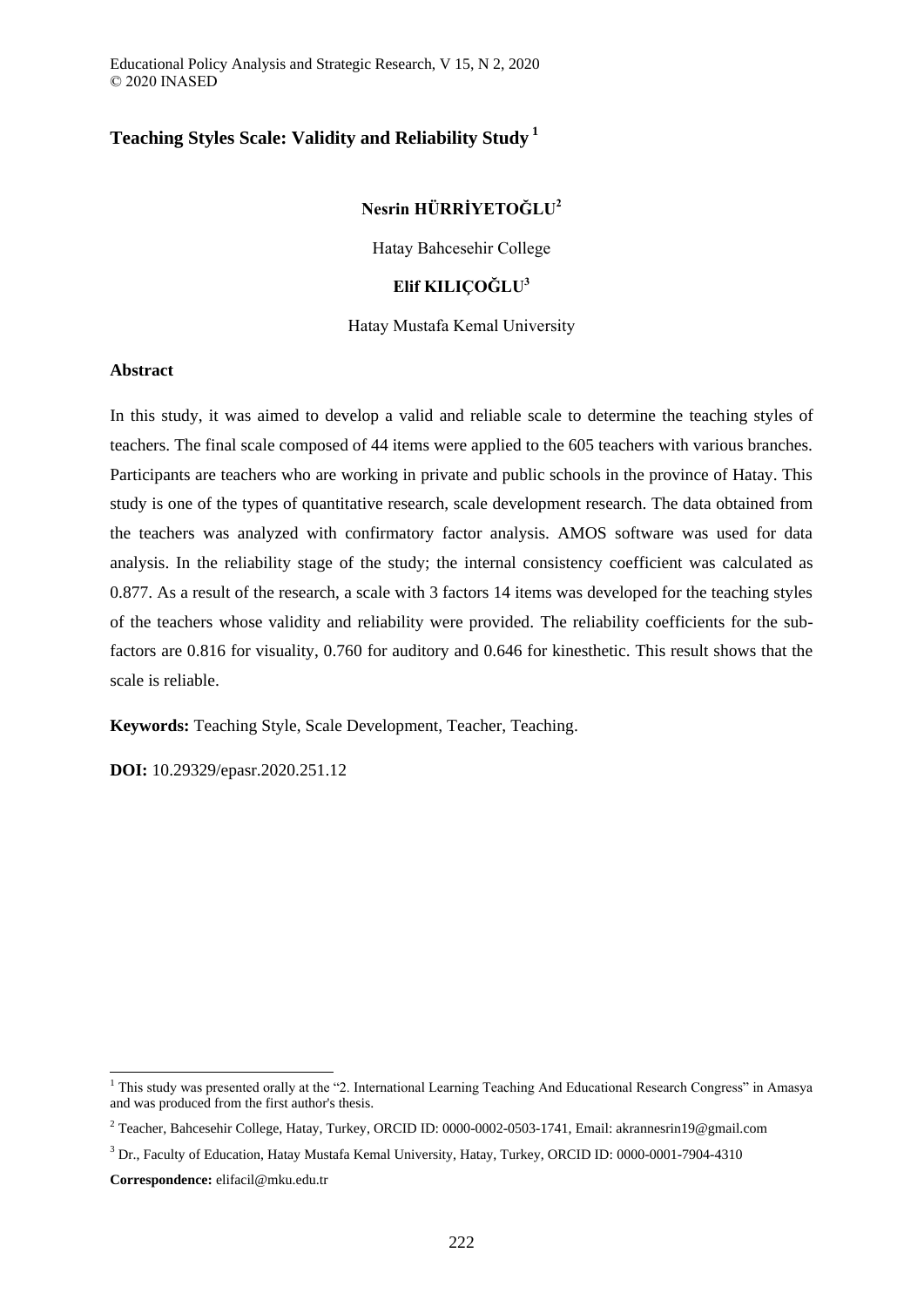# Teaching Styles Scale: Validity and Reliability Study [1]

**Nesrin HÜRRİYETOĞLU[2]**

Hatay Bahcesehir College

**Elif KILIÇOĞLU[3]**

Hatay Mustafa Kemal University

## Abstract

In this study, it was aimed to develop a valid and reliable scale to determine the teaching styles of teachers. The final scale composed of 44 items were applied to the 605 teachers with various branches. Participants are teachers who are working in private and public schools in the province of Hatay. This study is one of the types of quantitative research, scale development research. The data obtained from the teachers was analyzed with confirmatory factor analysis. AMOS software was used for data analysis. In the reliability stage of the study; the internal consistency coefficient was calculated as 0.877. As a result of the research, a scale with 3 factors 14 items was developed for the teaching styles of the teachers whose validity and reliability were provided. The reliability coefficients for the sub-factors are 0.816 for visuality, 0.760 for auditory and 0.646 for kinesthetic. This result shows that the scale is reliable.

**Keywords:** Teaching Style, Scale Development, Teacher, Teaching.

**DOI:** 10.29329/epasr.2020.251.12

---

[1] This study was presented orally at the "2. International Learning Teaching And Educational Research Congress" in Amasya and was produced from the first author's thesis.

[2] Teacher, Bahcesehir College, Hatay, Turkey, ORCID ID: 0000-0002-0503-1741, Email: akrannesrin19@gmail.com

[3] Dr., Faculty of Education, Hatay Mustafa Kemal University, Hatay, Turkey, ORCID ID: 0000-0001-7904-4310

**Correspondence:** elifacil@mku.edu.tr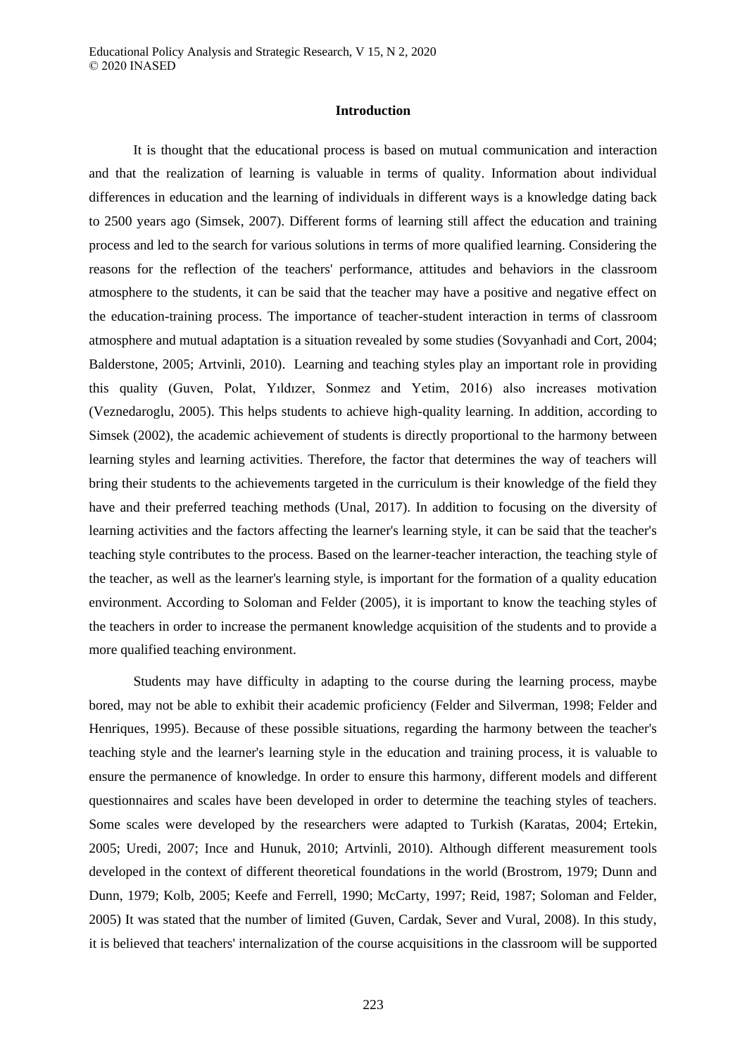## Introduction

It is thought that the educational process is based on mutual communication and interaction and that the realization of learning is valuable in terms of quality. Information about individual differences in education and the learning of individuals in different ways is a knowledge dating back to 2500 years ago (Simsek, 2007). Different forms of learning still affect the education and training process and led to the search for various solutions in terms of more qualified learning. Considering the reasons for the reflection of the teachers' performance, attitudes and behaviors in the classroom atmosphere to the students, it can be said that the teacher may have a positive and negative effect on the education-training process. The importance of teacher-student interaction in terms of classroom atmosphere and mutual adaptation is a situation revealed by some studies (Sovyanhadi and Cort, 2004; Balderstone, 2005; Artvinli, 2010). Learning and teaching styles play an important role in providing this quality (Guven, Polat, Yıldızer, Sonmez and Yetim, 2016) also increases motivation (Veznedaroglu, 2005). This helps students to achieve high-quality learning. In addition, according to Simsek (2002), the academic achievement of students is directly proportional to the harmony between learning styles and learning activities. Therefore, the factor that determines the way of teachers will bring their students to the achievements targeted in the curriculum is their knowledge of the field they have and their preferred teaching methods (Unal, 2017). In addition to focusing on the diversity of learning activities and the factors affecting the learner's learning style, it can be said that the teacher's teaching style contributes to the process. Based on the learner-teacher interaction, the teaching style of the teacher, as well as the learner's learning style, is important for the formation of a quality education environment. According to Soloman and Felder (2005), it is important to know the teaching styles of the teachers in order to increase the permanent knowledge acquisition of the students and to provide a more qualified teaching environment.

Students may have difficulty in adapting to the course during the learning process, maybe bored, may not be able to exhibit their academic proficiency (Felder and Silverman, 1998; Felder and Henriques, 1995). Because of these possible situations, regarding the harmony between the teacher's teaching style and the learner's learning style in the education and training process, it is valuable to ensure the permanence of knowledge. In order to ensure this harmony, different models and different questionnaires and scales have been developed in order to determine the teaching styles of teachers. Some scales were developed by the researchers were adapted to Turkish (Karatas, 2004; Ertekin, 2005; Uredi, 2007; Ince and Hunuk, 2010; Artvinli, 2010). Although different measurement tools developed in the context of different theoretical foundations in the world (Brostrom, 1979; Dunn and Dunn, 1979; Kolb, 2005; Keefe and Ferrell, 1990; McCarty, 1997; Reid, 1987; Soloman and Felder, 2005) It was stated that the number of limited (Guven, Cardak, Sever and Vural, 2008). In this study, it is believed that teachers' internalization of the course acquisitions in the classroom will be supported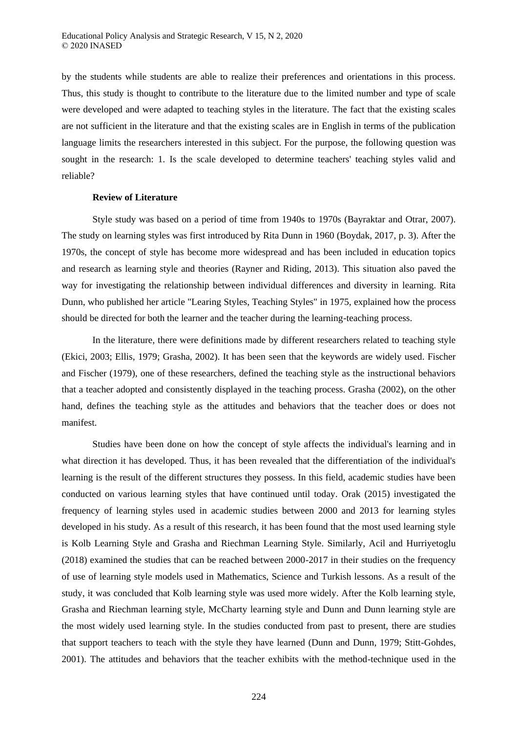by the students while students are able to realize their preferences and orientations in this process. Thus, this study is thought to contribute to the literature due to the limited number and type of scale were developed and were adapted to teaching styles in the literature. The fact that the existing scales are not sufficient in the literature and that the existing scales are in English in terms of the publication language limits the researchers interested in this subject. For the purpose, the following question was sought in the research: 1. Is the scale developed to determine teachers' teaching styles valid and reliable?

## Review of Literature

Style study was based on a period of time from 1940s to 1970s (Bayraktar and Otrar, 2007). The study on learning styles was first introduced by Rita Dunn in 1960 (Boydak, 2017, p. 3). After the 1970s, the concept of style has become more widespread and has been included in education topics and research as learning style and theories (Rayner and Riding, 2013). This situation also paved the way for investigating the relationship between individual differences and diversity in learning. Rita Dunn, who published her article "Learing Styles, Teaching Styles" in 1975, explained how the process should be directed for both the learner and the teacher during the learning-teaching process.

In the literature, there were definitions made by different researchers related to teaching style (Ekici, 2003; Ellis, 1979; Grasha, 2002). It has been seen that the keywords are widely used. Fischer and Fischer (1979), one of these researchers, defined the teaching style as the instructional behaviors that a teacher adopted and consistently displayed in the teaching process. Grasha (2002), on the other hand, defines the teaching style as the attitudes and behaviors that the teacher does or does not manifest.

Studies have been done on how the concept of style affects the individual's learning and in what direction it has developed. Thus, it has been revealed that the differentiation of the individual's learning is the result of the different structures they possess. In this field, academic studies have been conducted on various learning styles that have continued until today. Orak (2015) investigated the frequency of learning styles used in academic studies between 2000 and 2013 for learning styles developed in his study. As a result of this research, it has been found that the most used learning style is Kolb Learning Style and Grasha and Riechman Learning Style. Similarly, Acil and Hurriyetoglu (2018) examined the studies that can be reached between 2000-2017 in their studies on the frequency of use of learning style models used in Mathematics, Science and Turkish lessons. As a result of the study, it was concluded that Kolb learning style was used more widely. After the Kolb learning style, Grasha and Riechman learning style, McCharty learning style and Dunn and Dunn learning style are the most widely used learning style. In the studies conducted from past to present, there are studies that support teachers to teach with the style they have learned (Dunn and Dunn, 1979; Stitt-Gohdes, 2001). The attitudes and behaviors that the teacher exhibits with the method-technique used in the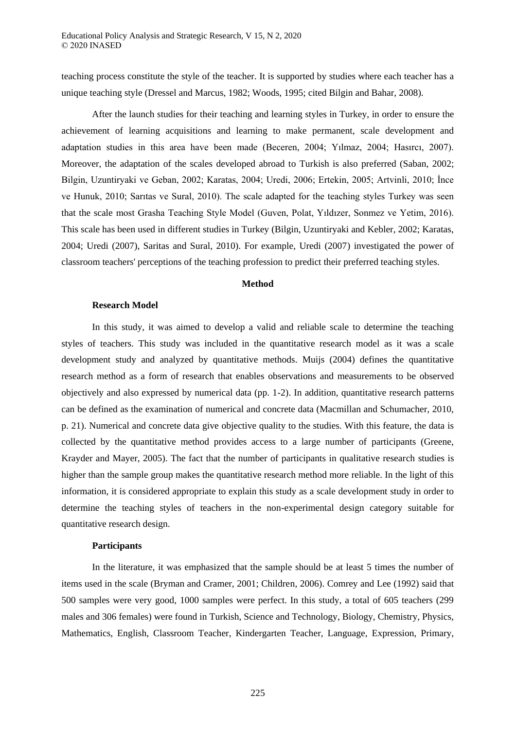teaching process constitute the style of the teacher. It is supported by studies where each teacher has a unique teaching style (Dressel and Marcus, 1982; Woods, 1995; cited Bilgin and Bahar, 2008).

After the launch studies for their teaching and learning styles in Turkey, in order to ensure the achievement of learning acquisitions and learning to make permanent, scale development and adaptation studies in this area have been made (Beceren, 2004; Yılmaz, 2004; Hasırcı, 2007). Moreover, the adaptation of the scales developed abroad to Turkish is also preferred (Saban, 2002; Bilgin, Uzuntiryaki ve Geban, 2002; Karatas, 2004; Uredi, 2006; Ertekin, 2005; Artvinli, 2010; İnce ve Hunuk, 2010; Sarıtas ve Sural, 2010). The scale adapted for the teaching styles Turkey was seen that the scale most Grasha Teaching Style Model (Guven, Polat, Yıldızer, Sonmez ve Yetim, 2016). This scale has been used in different studies in Turkey (Bilgin, Uzuntiryaki and Kebler, 2002; Karatas, 2004; Uredi (2007), Saritas and Sural, 2010). For example, Uredi (2007) investigated the power of classroom teachers' perceptions of the teaching profession to predict their preferred teaching styles.

## Method

### Research Model

In this study, it was aimed to develop a valid and reliable scale to determine the teaching styles of teachers. This study was included in the quantitative research model as it was a scale development study and analyzed by quantitative methods. Muijs (2004) defines the quantitative research method as a form of research that enables observations and measurements to be observed objectively and also expressed by numerical data (pp. 1-2). In addition, quantitative research patterns can be defined as the examination of numerical and concrete data (Macmillan and Schumacher, 2010, p. 21). Numerical and concrete data give objective quality to the studies. With this feature, the data is collected by the quantitative method provides access to a large number of participants (Greene, Krayder and Mayer, 2005). The fact that the number of participants in qualitative research studies is higher than the sample group makes the quantitative research method more reliable. In the light of this information, it is considered appropriate to explain this study as a scale development study in order to determine the teaching styles of teachers in the non-experimental design category suitable for quantitative research design.

### Participants

In the literature, it was emphasized that the sample should be at least 5 times the number of items used in the scale (Bryman and Cramer, 2001; Children, 2006). Comrey and Lee (1992) said that 500 samples were very good, 1000 samples were perfect. In this study, a total of 605 teachers (299 males and 306 females) were found in Turkish, Science and Technology, Biology, Chemistry, Physics, Mathematics, English, Classroom Teacher, Kindergarten Teacher, Language, Expression, Primary,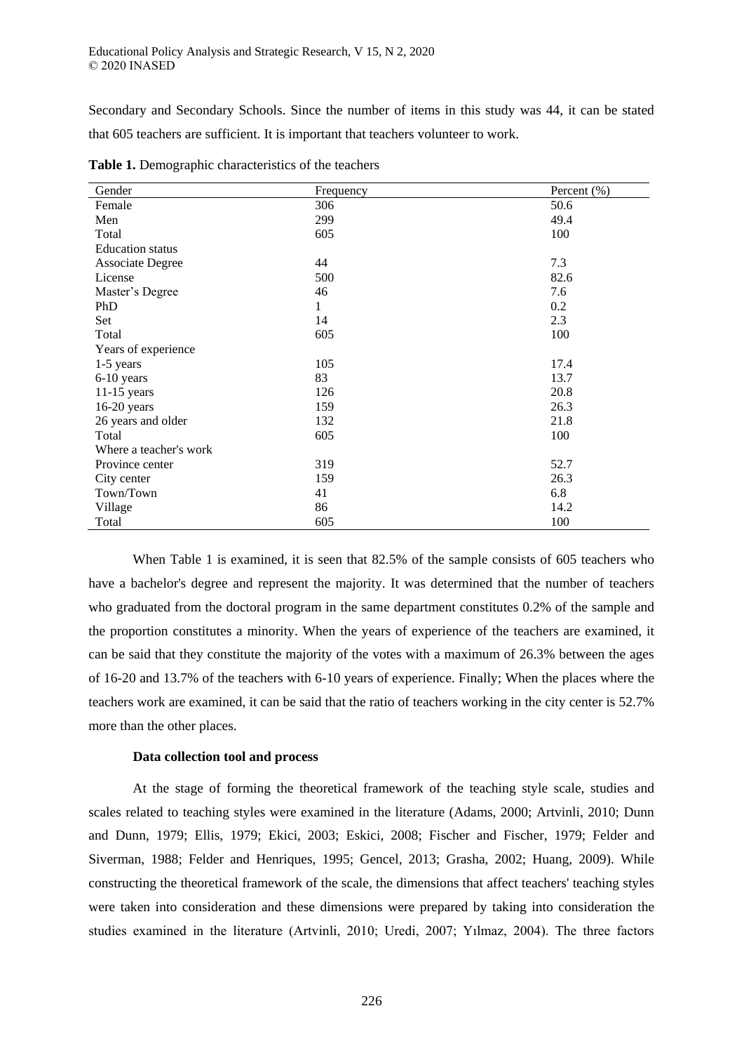Secondary and Secondary Schools. Since the number of items in this study was 44, it can be stated that 605 teachers are sufficient. It is important that teachers volunteer to work.

**Table 1.** Demographic characteristics of the teachers

| Gender | Frequency | Percent (%) |
|---|---|---|
| Female | 306 | 50.6 |
| Men | 299 | 49.4 |
| Total | 605 | 100 |
| Education status | | |
| Associate Degree | 44 | 7.3 |
| License | 500 | 82.6 |
| Master's Degree | 46 | 7.6 |
| PhD | 1 | 0.2 |
| Set | 14 | 2.3 |
| Total | 605 | 100 |
| Years of experience | | |
| 1-5 years | 105 | 17.4 |
| 6-10 years | 83 | 13.7 |
| 11-15 years | 126 | 20.8 |
| 16-20 years | 159 | 26.3 |
| 26 years and older | 132 | 21.8 |
| Total | 605 | 100 |
| Where a teacher's work | | |
| Province center | 319 | 52.7 |
| City center | 159 | 26.3 |
| Town/Town | 41 | 6.8 |
| Village | 86 | 14.2 |
| Total | 605 | 100 |

When Table 1 is examined, it is seen that 82.5% of the sample consists of 605 teachers who have a bachelor's degree and represent the majority. It was determined that the number of teachers who graduated from the doctoral program in the same department constitutes 0.2% of the sample and the proportion constitutes a minority. When the years of experience of the teachers are examined, it can be said that they constitute the majority of the votes with a maximum of 26.3% between the ages of 16-20 and 13.7% of the teachers with 6-10 years of experience. Finally; When the places where the teachers work are examined, it can be said that the ratio of teachers working in the city center is 52.7% more than the other places.

**Data collection tool and process**

At the stage of forming the theoretical framework of the teaching style scale, studies and scales related to teaching styles were examined in the literature (Adams, 2000; Artvinli, 2010; Dunn and Dunn, 1979; Ellis, 1979; Ekici, 2003; Eskici, 2008; Fischer and Fischer, 1979; Felder and Siverman, 1988; Felder and Henriques, 1995; Gencel, 2013; Grasha, 2002; Huang, 2009). While constructing the theoretical framework of the scale, the dimensions that affect teachers' teaching styles were taken into consideration and these dimensions were prepared by taking into consideration the studies examined in the literature (Artvinli, 2010; Uredi, 2007; Yılmaz, 2004). The three factors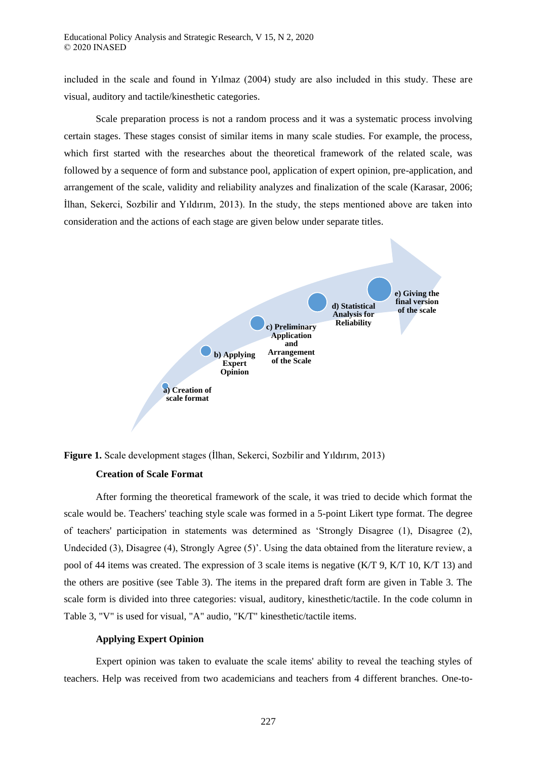included in the scale and found in Yılmaz (2004) study are also included in this study. These are visual, auditory and tactile/kinesthetic categories.

Scale preparation process is not a random process and it was a systematic process involving certain stages. These stages consist of similar items in many scale studies. For example, the process, which first started with the researches about the theoretical framework of the related scale, was followed by a sequence of form and substance pool, application of expert opinion, pre-application, and arrangement of the scale, validity and reliability analyzes and finalization of the scale (Karasar, 2006; İlhan, Sekerci, Sozbilir and Yıldırım, 2013). In the study, the steps mentioned above are taken into consideration and the actions of each stage are given below under separate titles.

a) Creation of scale format

b) Applying Expert Opinion

c) Preliminary Application and Arrangement of the Scale

d) Statistical Analysis for Reliability

e) Giving the final version of the scale

**Figure 1.** Scale development stages (İlhan, Sekerci, Sozbilir and Yıldırım, 2013)

**Creation of Scale Format**

After forming the theoretical framework of the scale, it was tried to decide which format the scale would be. Teachers' teaching style scale was formed in a 5-point Likert type format. The degree of teachers' participation in statements was determined as 'Strongly Disagree (1), Disagree (2), Undecided (3), Disagree (4), Strongly Agree (5)'. Using the data obtained from the literature review, a pool of 44 items was created. The expression of 3 scale items is negative (K/T 9, K/T 10, K/T 13) and the others are positive (see Table 3). The items in the prepared draft form are given in Table 3. The scale form is divided into three categories: visual, auditory, kinesthetic/tactile. In the code column in Table 3, "V" is used for visual, "A" audio, "K/T" kinesthetic/tactile items.

**Applying Expert Opinion**

Expert opinion was taken to evaluate the scale items' ability to reveal the teaching styles of teachers. Help was received from two academicians and teachers from 4 different branches. One-to-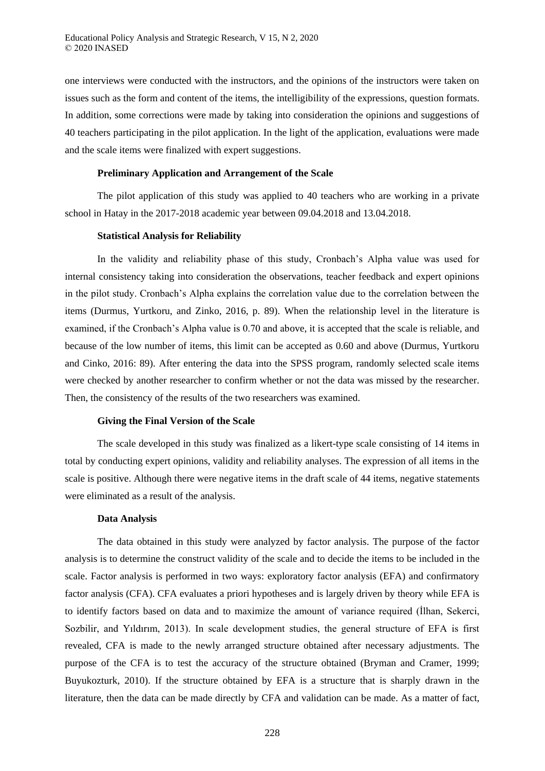one interviews were conducted with the instructors, and the opinions of the instructors were taken on issues such as the form and content of the items, the intelligibility of the expressions, question formats. In addition, some corrections were made by taking into consideration the opinions and suggestions of 40 teachers participating in the pilot application. In the light of the application, evaluations were made and the scale items were finalized with expert suggestions.

**Preliminary Application and Arrangement of the Scale**

The pilot application of this study was applied to 40 teachers who are working in a private school in Hatay in the 2017-2018 academic year between 09.04.2018 and 13.04.2018.

**Statistical Analysis for Reliability**

In the validity and reliability phase of this study, Cronbach's Alpha value was used for internal consistency taking into consideration the observations, teacher feedback and expert opinions in the pilot study. Cronbach's Alpha explains the correlation value due to the correlation between the items (Durmus, Yurtkoru, and Zinko, 2016, p. 89). When the relationship level in the literature is examined, if the Cronbach's Alpha value is 0.70 and above, it is accepted that the scale is reliable, and because of the low number of items, this limit can be accepted as 0.60 and above (Durmus, Yurtkoru and Cinko, 2016: 89). After entering the data into the SPSS program, randomly selected scale items were checked by another researcher to confirm whether or not the data was missed by the researcher. Then, the consistency of the results of the two researchers was examined.

**Giving the Final Version of the Scale**

The scale developed in this study was finalized as a likert-type scale consisting of 14 items in total by conducting expert opinions, validity and reliability analyses. The expression of all items in the scale is positive. Although there were negative items in the draft scale of 44 items, negative statements were eliminated as a result of the analysis.

**Data Analysis**

The data obtained in this study were analyzed by factor analysis. The purpose of the factor analysis is to determine the construct validity of the scale and to decide the items to be included in the scale. Factor analysis is performed in two ways: exploratory factor analysis (EFA) and confirmatory factor analysis (CFA). CFA evaluates a priori hypotheses and is largely driven by theory while EFA is to identify factors based on data and to maximize the amount of variance required (İlhan, Sekerci, Sozbilir, and Yıldırım, 2013). In scale development studies, the general structure of EFA is first revealed, CFA is made to the newly arranged structure obtained after necessary adjustments. The purpose of the CFA is to test the accuracy of the structure obtained (Bryman and Cramer, 1999; Buyukozturk, 2010). If the structure obtained by EFA is a structure that is sharply drawn in the literature, then the data can be made directly by CFA and validation can be made. As a matter of fact,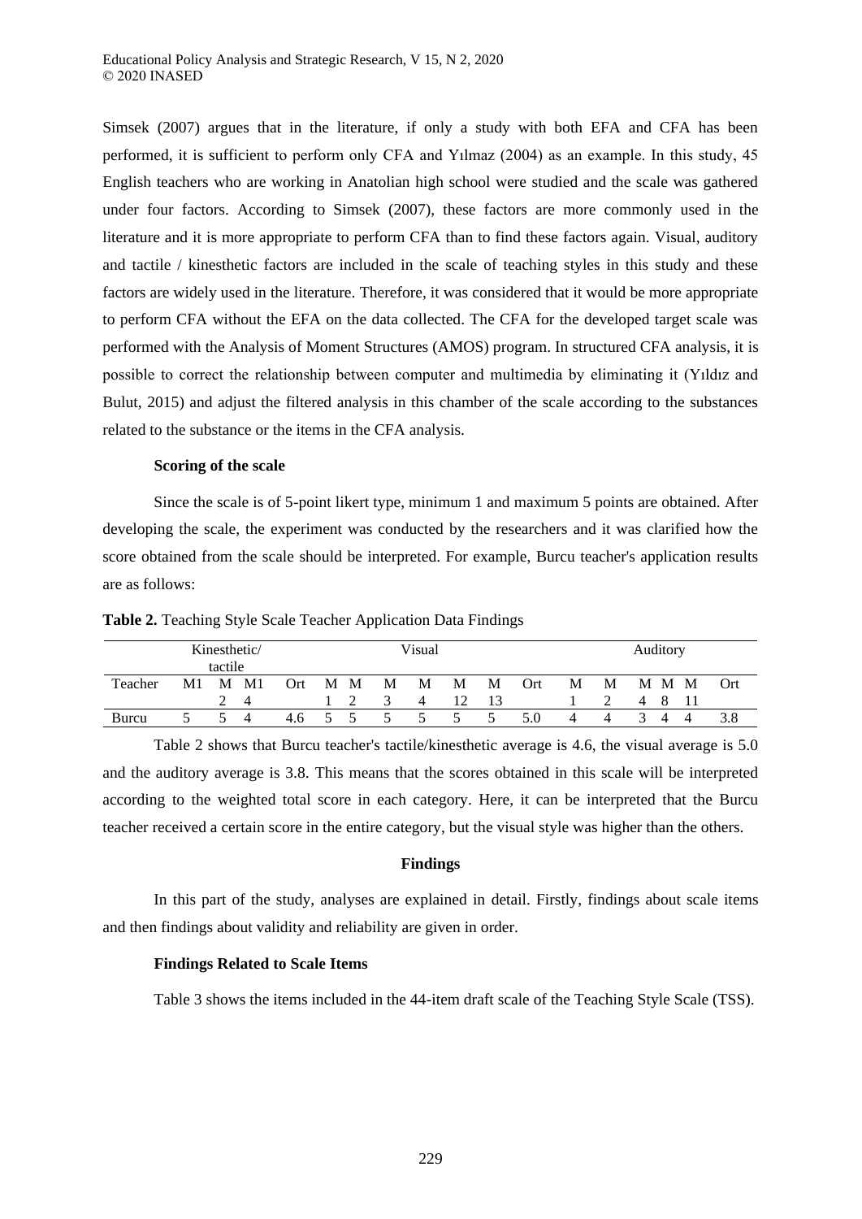Simsek (2007) argues that in the literature, if only a study with both EFA and CFA has been performed, it is sufficient to perform only CFA and Yılmaz (2004) as an example. In this study, 45 English teachers who are working in Anatolian high school were studied and the scale was gathered under four factors. According to Simsek (2007), these factors are more commonly used in the literature and it is more appropriate to perform CFA than to find these factors again. Visual, auditory and tactile / kinesthetic factors are included in the scale of teaching styles in this study and these factors are widely used in the literature. Therefore, it was considered that it would be more appropriate to perform CFA without the EFA on the data collected. The CFA for the developed target scale was performed with the Analysis of Moment Structures (AMOS) program. In structured CFA analysis, it is possible to correct the relationship between computer and multimedia by eliminating it (Yıldız and Bulut, 2015) and adjust the filtered analysis in this chamber of the scale according to the substances related to the substance or the items in the CFA analysis.

**Scoring of the scale**

Since the scale is of 5-point likert type, minimum 1 and maximum 5 points are obtained. After developing the scale, the experiment was conducted by the researchers and it was clarified how the score obtained from the scale should be interpreted. For example, Burcu teacher's application results are as follows:

**Table 2.** Teaching Style Scale Teacher Application Data Findings

| | Kinesthetic/ tactile | | | | Visual | | | | | | | Auditory | | | | | |
|---|---|---|---|---|---|---|---|---|---|---|---|---|---|---|---|---|---|
| Teacher | M1 | M2 | M14 | Ort | M1 | M2 | M3 | M4 | M12 | M13 | Ort | M1 | M2 | M4 | M8 | M11 | Ort |
| Burcu | 5 | 5 | 4 | 4.6 | 5 | 5 | 5 | 5 | 5 | 5 | 5.0 | 4 | 4 | 3 | 4 | 4 | 3.8 |

Table 2 shows that Burcu teacher's tactile/kinesthetic average is 4.6, the visual average is 5.0 and the auditory average is 3.8. This means that the scores obtained in this scale will be interpreted according to the weighted total score in each category. Here, it can be interpreted that the Burcu teacher received a certain score in the entire category, but the visual style was higher than the others.

## Findings

In this part of the study, analyses are explained in detail. Firstly, findings about scale items and then findings about validity and reliability are given in order.

**Findings Related to Scale Items**

Table 3 shows the items included in the 44-item draft scale of the Teaching Style Scale (TSS).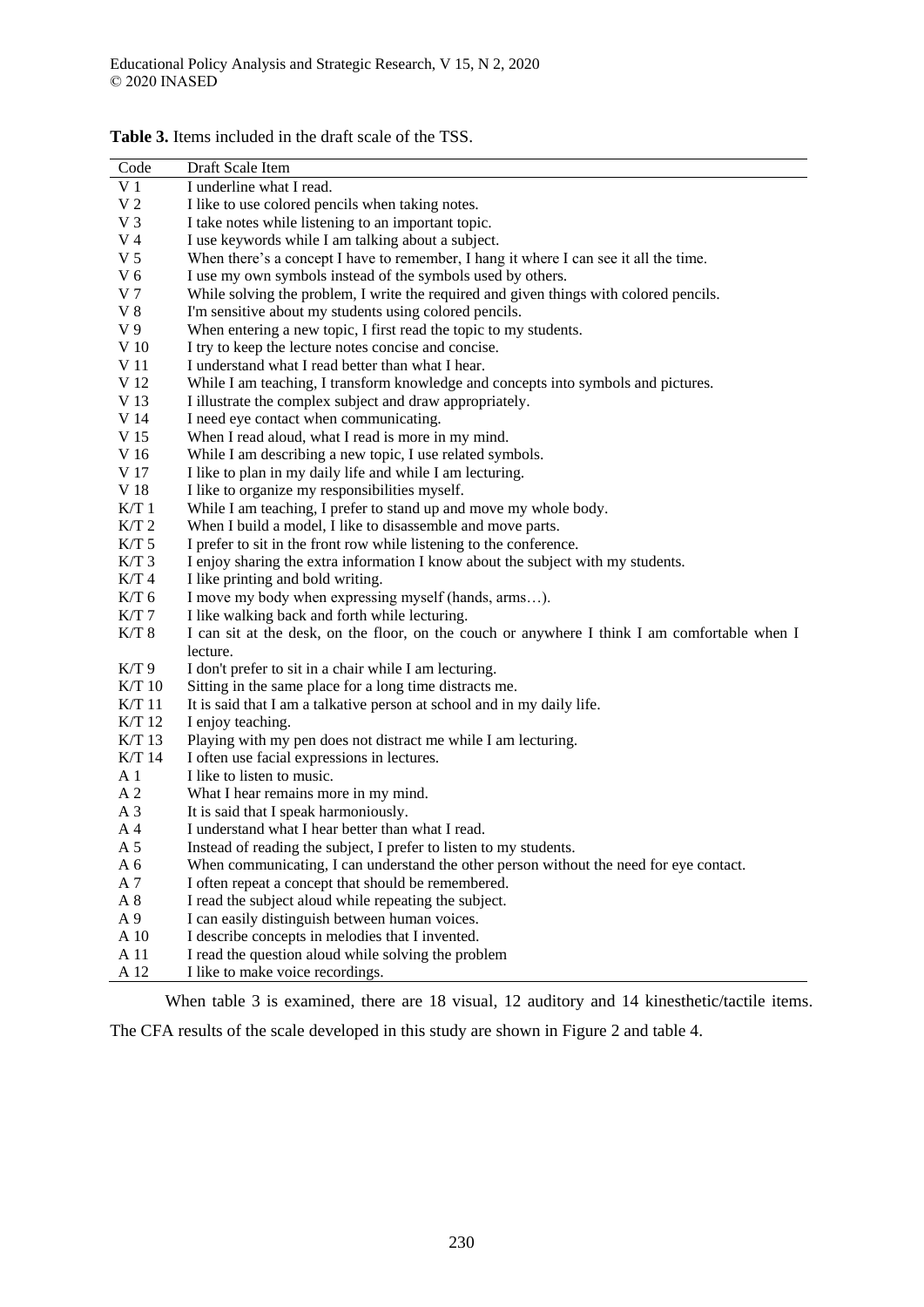**Table 3.** Items included in the draft scale of the TSS.

| Code | Draft Scale Item |
|---|---|
| V 1 | I underline what I read. |
| V 2 | I like to use colored pencils when taking notes. |
| V 3 | I take notes while listening to an important topic. |
| V 4 | I use keywords while I am talking about a subject. |
| V 5 | When there's a concept I have to remember, I hang it where I can see it all the time. |
| V 6 | I use my own symbols instead of the symbols used by others. |
| V 7 | While solving the problem, I write the required and given things with colored pencils. |
| V 8 | I'm sensitive about my students using colored pencils. |
| V 9 | When entering a new topic, I first read the topic to my students. |
| V 10 | I try to keep the lecture notes concise and concise. |
| V 11 | I understand what I read better than what I hear. |
| V 12 | While I am teaching, I transform knowledge and concepts into symbols and pictures. |
| V 13 | I illustrate the complex subject and draw appropriately. |
| V 14 | I need eye contact when communicating. |
| V 15 | When I read aloud, what I read is more in my mind. |
| V 16 | While I am describing a new topic, I use related symbols. |
| V 17 | I like to plan in my daily life and while I am lecturing. |
| V 18 | I like to organize my responsibilities myself. |
| K/T 1 | While I am teaching, I prefer to stand up and move my whole body. |
| K/T 2 | When I build a model, I like to disassemble and move parts. |
| K/T 5 | I prefer to sit in the front row while listening to the conference. |
| K/T 3 | I enjoy sharing the extra information I know about the subject with my students. |
| K/T 4 | I like printing and bold writing. |
| K/T 6 | I move my body when expressing myself (hands, arms…). |
| K/T 7 | I like walking back and forth while lecturing. |
| K/T 8 | I can sit at the desk, on the floor, on the couch or anywhere I think I am comfortable when I lecture. |
| K/T 9 | I don't prefer to sit in a chair while I am lecturing. |
| K/T 10 | Sitting in the same place for a long time distracts me. |
| K/T 11 | It is said that I am a talkative person at school and in my daily life. |
| K/T 12 | I enjoy teaching. |
| K/T 13 | Playing with my pen does not distract me while I am lecturing. |
| K/T 14 | I often use facial expressions in lectures. |
| A 1 | I like to listen to music. |
| A 2 | What I hear remains more in my mind. |
| A 3 | It is said that I speak harmoniously. |
| A 4 | I understand what I hear better than what I read. |
| A 5 | Instead of reading the subject, I prefer to listen to my students. |
| A 6 | When communicating, I can understand the other person without the need for eye contact. |
| A 7 | I often repeat a concept that should be remembered. |
| A 8 | I read the subject aloud while repeating the subject. |
| A 9 | I can easily distinguish between human voices. |
| A 10 | I describe concepts in melodies that I invented. |
| A 11 | I read the question aloud while solving the problem |
| A 12 | I like to make voice recordings. |

When table 3 is examined, there are 18 visual, 12 auditory and 14 kinesthetic/tactile items. The CFA results of the scale developed in this study are shown in Figure 2 and table 4.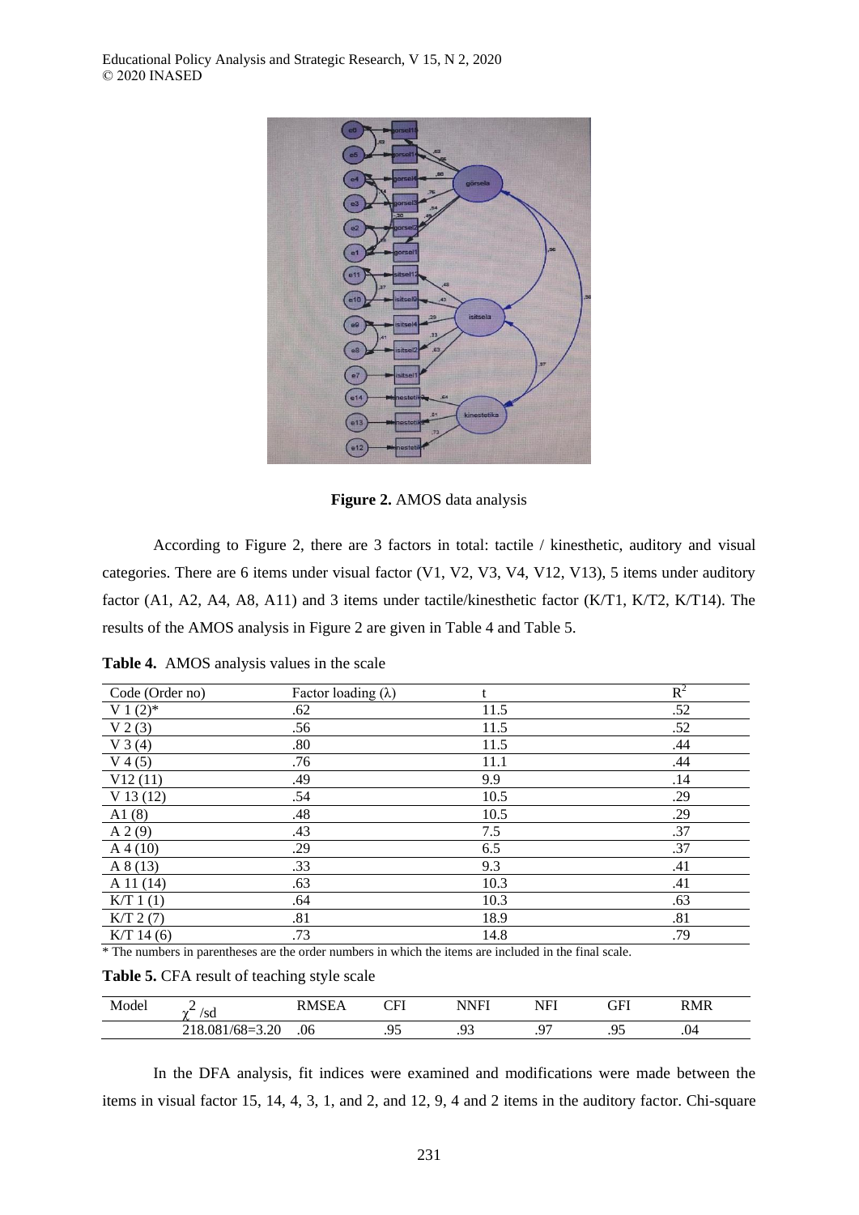**Figure 2.** AMOS data analysis

According to Figure 2, there are 3 factors in total: tactile / kinesthetic, auditory and visual categories. There are 6 items under visual factor (V1, V2, V3, V4, V12, V13), 5 items under auditory factor (A1, A2, A4, A8, A11) and 3 items under tactile/kinesthetic factor (K/T1, K/T2, K/T14). The results of the AMOS analysis in Figure 2 are given in Table 4 and Table 5.

**Table 4.** AMOS analysis values in the scale

| Code (Order no) | Factor loading (λ) | t | $R^2$ |
|---|---|---|---|
| V 1 (2)* | .62 | 11.5 | .52 |
| V 2 (3) | .56 | 11.5 | .52 |
| V 3 (4) | .80 | 11.5 | .44 |
| V 4 (5) | .76 | 11.1 | .44 |
| V12 (11) | .49 | 9.9 | .14 |
| V 13 (12) | .54 | 10.5 | .29 |
| A1 (8) | .48 | 10.5 | .29 |
| A 2 (9) | .43 | 7.5 | .37 |
| A 4 (10) | .29 | 6.5 | .37 |
| A 8 (13) | .33 | 9.3 | .41 |
| A 11 (14) | .63 | 10.3 | .41 |
| K/T 1 (1) | .64 | 10.3 | .63 |
| K/T 2 (7) | .81 | 18.9 | .81 |
| K/T 14 (6) | .73 | 14.8 | .79 |

\* The numbers in parentheses are the order numbers in which the items are included in the final scale.

**Table 5.** CFA result of teaching style scale

| Model | $\chi^2$ /sd | RMSEA | CFI | NNFI | NFI | GFI | RMR |
|---|---|---|---|---|---|---|---|
| | 218.081/68=3.20 | .06 | .95 | .93 | .97 | .95 | .04 |

In the DFA analysis, fit indices were examined and modifications were made between the items in visual factor 15, 14, 4, 3, 1, and 2, and 12, 9, 4 and 2 items in the auditory factor. Chi-square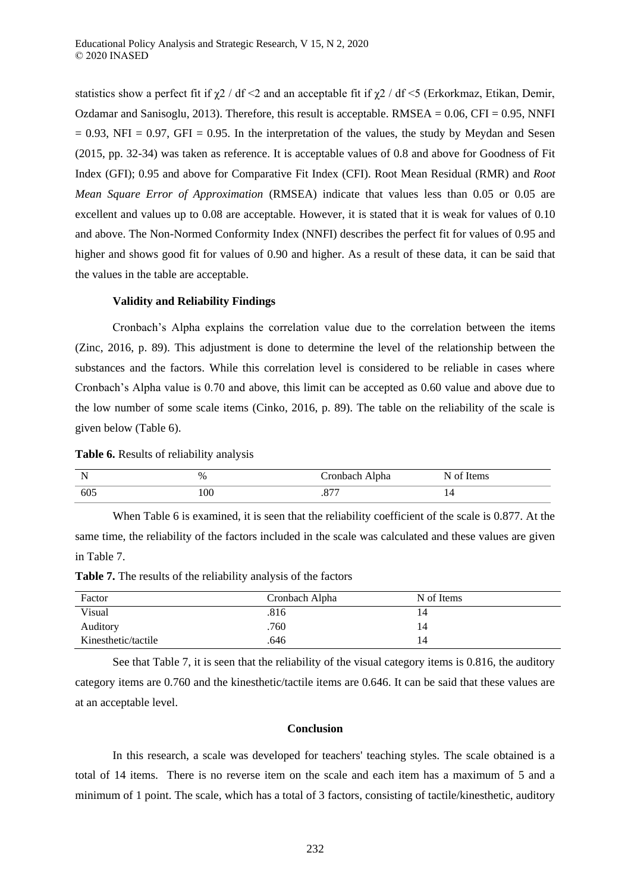statistics show a perfect fit if $\chi2$ / df <2 and an acceptable fit if $\chi2$ / df <5 (Erkorkmaz, Etikan, Demir, Ozdamar and Sanisoglu, 2013). Therefore, this result is acceptable. RMSEA = 0.06, CFI = 0.95, NNFI = 0.93, NFI = 0.97, GFI = 0.95. In the interpretation of the values, the study by Meydan and Sesen (2015, pp. 32-34) was taken as reference. It is acceptable values of 0.8 and above for Goodness of Fit Index (GFI); 0.95 and above for Comparative Fit Index (CFI). Root Mean Residual (RMR) and *Root Mean Square Error of Approximation* (RMSEA) indicate that values less than 0.05 or 0.05 are excellent and values up to 0.08 are acceptable. However, it is stated that it is weak for values of 0.10 and above. The Non-Normed Conformity Index (NNFI) describes the perfect fit for values of 0.95 and higher and shows good fit for values of 0.90 and higher. As a result of these data, it can be said that the values in the table are acceptable.

### Validity and Reliability Findings

Cronbach's Alpha explains the correlation value due to the correlation between the items (Zinc, 2016, p. 89). This adjustment is done to determine the level of the relationship between the substances and the factors. While this correlation level is considered to be reliable in cases where Cronbach's Alpha value is 0.70 and above, this limit can be accepted as 0.60 value and above due to the low number of some scale items (Cinko, 2016, p. 89). The table on the reliability of the scale is given below (Table 6).

**Table 6.** Results of reliability analysis

| N | % | Cronbach Alpha | N of Items |
|---|---|---|---|
| 605 | 100 | .877 | 14 |

When Table 6 is examined, it is seen that the reliability coefficient of the scale is 0.877. At the same time, the reliability of the factors included in the scale was calculated and these values are given in Table 7.

**Table 7.** The results of the reliability analysis of the factors

| Factor | Cronbach Alpha | N of Items |
|---|---|---|
| Visual | .816 | 14 |
| Auditory | .760 | 14 |
| Kinesthetic/tactile | .646 | 14 |

See that Table 7, it is seen that the reliability of the visual category items is 0.816, the auditory category items are 0.760 and the kinesthetic/tactile items are 0.646. It can be said that these values are at an acceptable level.

## Conclusion

In this research, a scale was developed for teachers' teaching styles. The scale obtained is a total of 14 items. There is no reverse item on the scale and each item has a maximum of 5 and a minimum of 1 point. The scale, which has a total of 3 factors, consisting of tactile/kinesthetic, auditory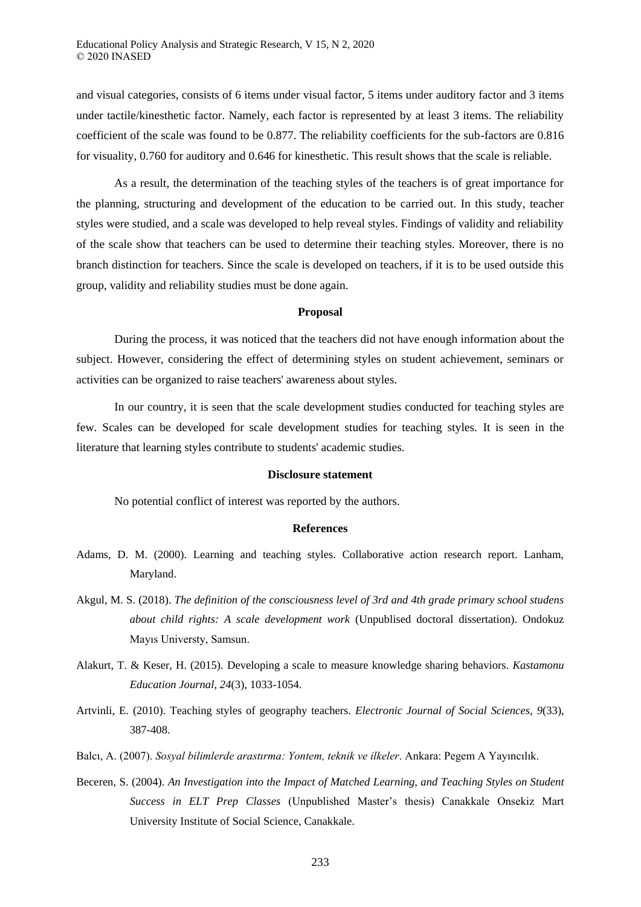and visual categories, consists of 6 items under visual factor, 5 items under auditory factor and 3 items under tactile/kinesthetic factor. Namely, each factor is represented by at least 3 items. The reliability coefficient of the scale was found to be 0.877. The reliability coefficients for the sub-factors are 0.816 for visuality, 0.760 for auditory and 0.646 for kinesthetic. This result shows that the scale is reliable.

As a result, the determination of the teaching styles of the teachers is of great importance for the planning, structuring and development of the education to be carried out. In this study, teacher styles were studied, and a scale was developed to help reveal styles. Findings of validity and reliability of the scale show that teachers can be used to determine their teaching styles. Moreover, there is no branch distinction for teachers. Since the scale is developed on teachers, if it is to be used outside this group, validity and reliability studies must be done again.

**Proposal**

During the process, it was noticed that the teachers did not have enough information about the subject. However, considering the effect of determining styles on student achievement, seminars or activities can be organized to raise teachers' awareness about styles.

In our country, it is seen that the scale development studies conducted for teaching styles are few. Scales can be developed for scale development studies for teaching styles. It is seen in the literature that learning styles contribute to students' academic studies.

**Disclosure statement**

No potential conflict of interest was reported by the authors.

**References**

Adams, D. M. (2000). Learning and teaching styles. Collaborative action research report. Lanham, Maryland.

Akgul, M. S. (2018). *The definition of the consciousness level of 3rd and 4th grade primary school studens about child rights: A scale development work* (Unpublised doctoral dissertation). Ondokuz Mayıs Universty, Samsun.

Alakurt, T. & Keser, H. (2015). Developing a scale to measure knowledge sharing behaviors. *Kastamonu Education Journal, 24*(3), 1033-1054.

Artvinli, E. (2010). Teaching styles of geography teachers. *Electronic Journal of Social Sciences*, *9*(33), 387-408.

Balcı, A. (2007). *Sosyal bilimlerde arastırma: Yontem, teknik ve ilkeler*. Ankara: Pegem A Yayıncılık.

Beceren, S. (2004). *An Investigation into the Impact of Matched Learning, and Teaching Styles on Student Success in ELT Prep Classes* (Unpublished Master's thesis) Canakkale Onsekiz Mart University Institute of Social Science, Canakkale.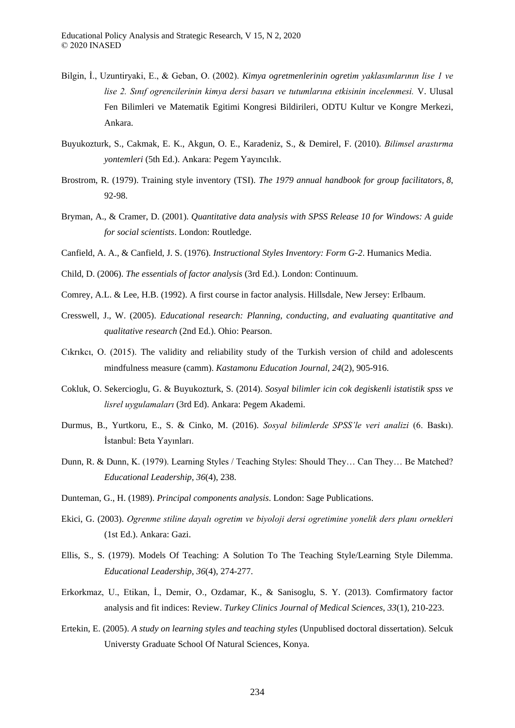Bilgin, İ., Uzuntiryaki, E., & Geban, O. (2002). *Kimya ogretmenlerinin ogretim yaklasımlarının lise 1 ve lise 2. Sınıf ogrencilerinin kimya dersi basarı ve tutumlarına etkisinin incelenmesi.* V. Ulusal Fen Bilimleri ve Matematik Egitimi Kongresi Bildirileri, ODTU Kultur ve Kongre Merkezi, Ankara.

Buyukozturk, S., Cakmak, E. K., Akgun, O. E., Karadeniz, S., & Demirel, F. (2010). *Bilimsel arastırma yontemleri* (5th Ed.). Ankara: Pegem Yayıncılık.

Brostrom, R. (1979). Training style inventory (TSI). *The 1979 annual handbook for group facilitators*, *8*, 92-98.

Bryman, A., & Cramer, D. (2001). *Quantitative data analysis with SPSS Release 10 for Windows: A guide for social scientists*. London: Routledge.

Canfield, A. A., & Canfield, J. S. (1976). *Instructional Styles Inventory: Form G-2*. Humanics Media.

Child, D. (2006). *The essentials of factor analysis* (3rd Ed.). London: Continuum.

Comrey, A.L. & Lee, H.B. (1992). A first course in factor analysis. Hillsdale, New Jersey: Erlbaum.

Cresswell, J., W. (2005). *Educational research: Planning, conducting, and evaluating quantitative and qualitative research* (2nd Ed.). Ohio: Pearson.

Cıkrıkcı, O. (2015). The validity and reliability study of the Turkish version of child and adolescents mindfulness measure (camm). *Kastamonu Education Journal, 24*(2), 905-916.

Cokluk, O. Sekercioglu, G. & Buyukozturk, S. (2014). *Sosyal bilimler icin cok degiskenli istatistik spss ve lisrel uygulamaları* (3rd Ed). Ankara: Pegem Akademi.

Durmus, B., Yurtkoru, E., S. & Cinko, M. (2016). *Sosyal bilimlerde SPSS'le veri analizi* (6. Baskı). İstanbul: Beta Yayınları.

Dunn, R. & Dunn, K. (1979). Learning Styles / Teaching Styles: Should They… Can They… Be Matched? *Educational Leadership*, *36*(4), 238.

Dunteman, G., H. (1989). *Principal components analysis*. London: Sage Publications.

Ekici, G. (2003). *Ogrenme stiline dayalı ogretim ve biyoloji dersi ogretimine yonelik ders planı ornekleri* (1st Ed.). Ankara: Gazi.

Ellis, S., S. (1979). Models Of Teaching: A Solution To The Teaching Style/Learning Style Dilemma. *Educational Leadership*, *36*(4), 274-277.

Erkorkmaz, U., Etikan, İ., Demir, O., Ozdamar, K., & Sanisoglu, S. Y. (2013). Comfirmatory factor analysis and fit indices: Review. *Turkey Clinics Journal of Medical Sciences, 33*(1), 210-223.

Ertekin, E. (2005). *A study on learning styles and teaching styles* (Unpublised doctoral dissertation). Selcuk Universty Graduate School Of Natural Sciences, Konya.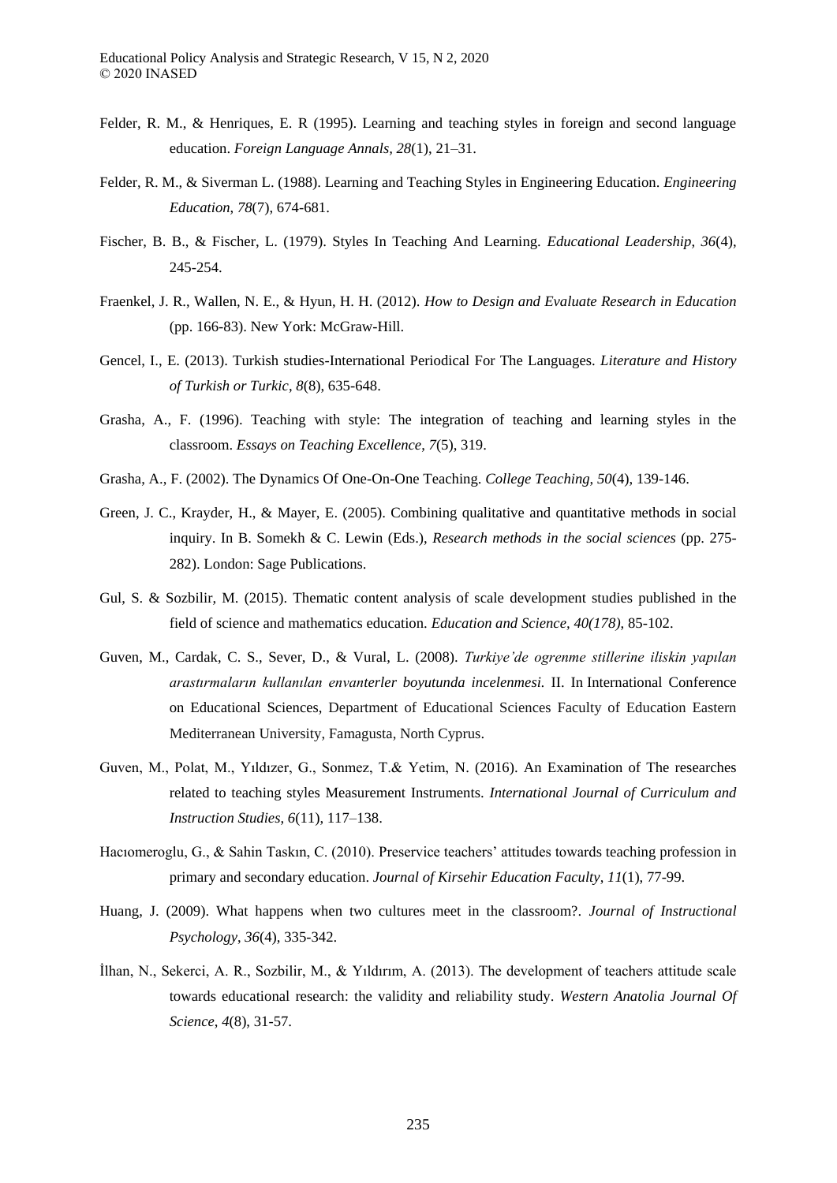Felder, R. M., & Henriques, E. R (1995). Learning and teaching styles in foreign and second language education. *Foreign Language Annals*, *28*(1), 21–31.

Felder, R. M., & Siverman L. (1988). Learning and Teaching Styles in Engineering Education. *Engineering Education*, *78*(7), 674-681.

Fischer, B. B., & Fischer, L. (1979). Styles In Teaching And Learning. *Educational Leadership*, *36*(4), 245-254.

Fraenkel, J. R., Wallen, N. E., & Hyun, H. H. (2012). *How to Design and Evaluate Research in Education* (pp. 166-83). New York: McGraw-Hill.

Gencel, I., E. (2013). Turkish studies-International Periodical For The Languages. *Literature and History of Turkish or Turkic*, *8*(8), 635-648.

Grasha, A., F. (1996). Teaching with style: The integration of teaching and learning styles in the classroom. *Essays on Teaching Excellence*, *7*(5), 319.

Grasha, A., F. (2002). The Dynamics Of One-On-One Teaching. *College Teaching, 50*(4), 139-146.

Green, J. C., Krayder, H., & Mayer, E. (2005). Combining qualitative and quantitative methods in social inquiry. In B. Somekh & C. Lewin (Eds.), *Research methods in the social sciences* (pp. 275-282). London: Sage Publications.

Gul, S. & Sozbilir, M. (2015). Thematic content analysis of scale development studies published in the field of science and mathematics education. *Education and Science, 40(178)*, 85-102.

Guven, M., Cardak, C. S., Sever, D., & Vural, L. (2008). *Turkiye'de ogrenme stillerine iliskin yapılan arastırmaların kullanılan envanterler boyutunda incelenmesi.* II. In International Conference on Educational Sciences, Department of Educational Sciences Faculty of Education Eastern Mediterranean University, Famagusta, North Cyprus.

Guven, M., Polat, M., Yıldızer, G., Sonmez, T.& Yetim, N. (2016). An Examination of The researches related to teaching styles Measurement Instruments. *International Journal of Curriculum and Instruction Studies*, *6*(11), 117–138.

Hacıomeroglu, G., & Sahin Taskın, C. (2010). Preservice teachers' attitudes towards teaching profession in primary and secondary education. *Journal of Kirsehir Education Faculty*, *11*(1), 77-99.

Huang, J. (2009). What happens when two cultures meet in the classroom?. *Journal of Instructional Psychology*, *36*(4), 335-342.

İlhan, N., Sekerci, A. R., Sozbilir, M., & Yıldırım, A. (2013). The development of teachers attitude scale towards educational research: the validity and reliability study. *Western Anatolia Journal Of Science, 4*(8), 31-57.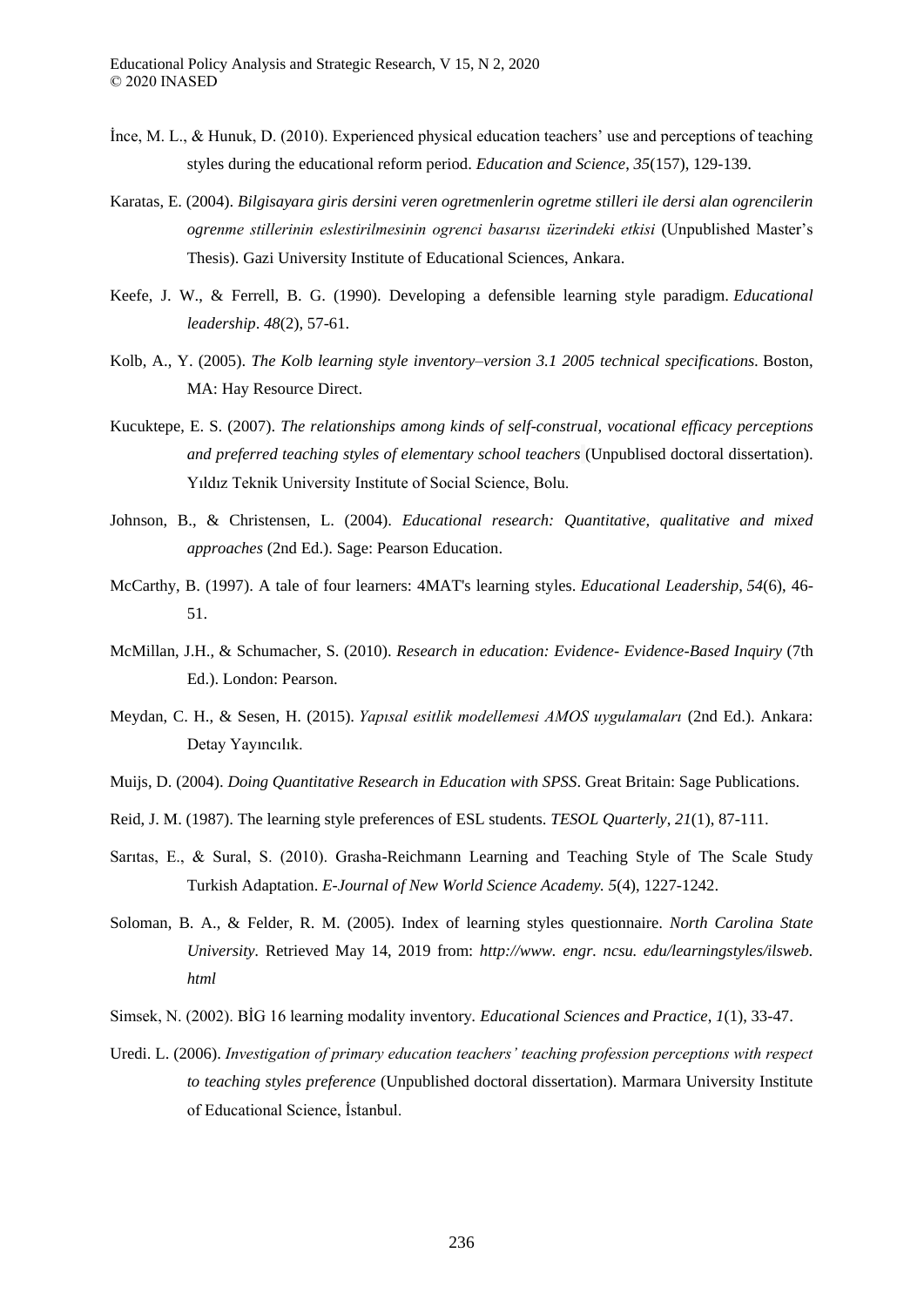İnce, M. L., & Hunuk, D. (2010). Experienced physical education teachers' use and perceptions of teaching styles during the educational reform period. *Education and Science*, *35*(157), 129-139.

Karatas, E. (2004). *Bilgisayara giris dersini veren ogretmenlerin ogretme stilleri ile dersi alan ogrencilerin ogrenme stillerinin eslestirilmesinin ogrenci basarısı üzerindeki etkisi* (Unpublished Master's Thesis). Gazi University Institute of Educational Sciences, Ankara.

Keefe, J. W., & Ferrell, B. G. (1990). Developing a defensible learning style paradigm. *Educational leadership*. *48*(2), 57-61.

Kolb, A., Y. (2005). *The Kolb learning style inventory–version 3.1 2005 technical specifications.* Boston, MA: Hay Resource Direct.

Kucuktepe, E. S. (2007). *The relationships among kinds of self-construal, vocational efficacy perceptions and preferred teaching styles of elementary school teachers* (Unpublised doctoral dissertation). Yıldız Teknik University Institute of Social Science, Bolu.

Johnson, B., & Christensen, L. (2004). *Educational research: Quantitative, qualitative and mixed approaches* (2nd Ed.). Sage: Pearson Education.

McCarthy, B. (1997). A tale of four learners: 4MAT's learning styles. *Educational Leadership*, *54*(6), 46-51.

McMillan, J.H., & Schumacher, S. (2010). *Research in education: Evidence- Evidence-Based Inquiry* (7th Ed.). London: Pearson.

Meydan, C. H., & Sesen, H. (2015). *Yapısal esitlik modellemesi AMOS uygulamaları* (2nd Ed.). Ankara: Detay Yayıncılık.

Muijs, D. (2004). *Doing Quantitative Research in Education with SPSS*. Great Britain: Sage Publications.

Reid, J. M. (1987). The learning style preferences of ESL students. *TESOL Quarterly*, *21*(1), 87-111.

Sarıtas, E., & Sural, S. (2010). Grasha-Reichmann Learning and Teaching Style of The Scale Study Turkish Adaptation. *E-Journal of New World Science Academy. 5*(4), 1227-1242.

Soloman, B. A., & Felder, R. M. (2005). Index of learning styles questionnaire. *North Carolina State University*. Retrieved May 14, 2019 from: *http://www. engr. ncsu. edu/learningstyles/ilsweb. html*

Simsek, N. (2002). BİG 16 learning modality inventory. *Educational Sciences and Practice*, *1*(1), 33-47.

Uredi. L. (2006). *Investigation of primary education teachers' teaching profession perceptions with respect to teaching styles preference* (Unpublished doctoral dissertation). Marmara University Institute of Educational Science, İstanbul.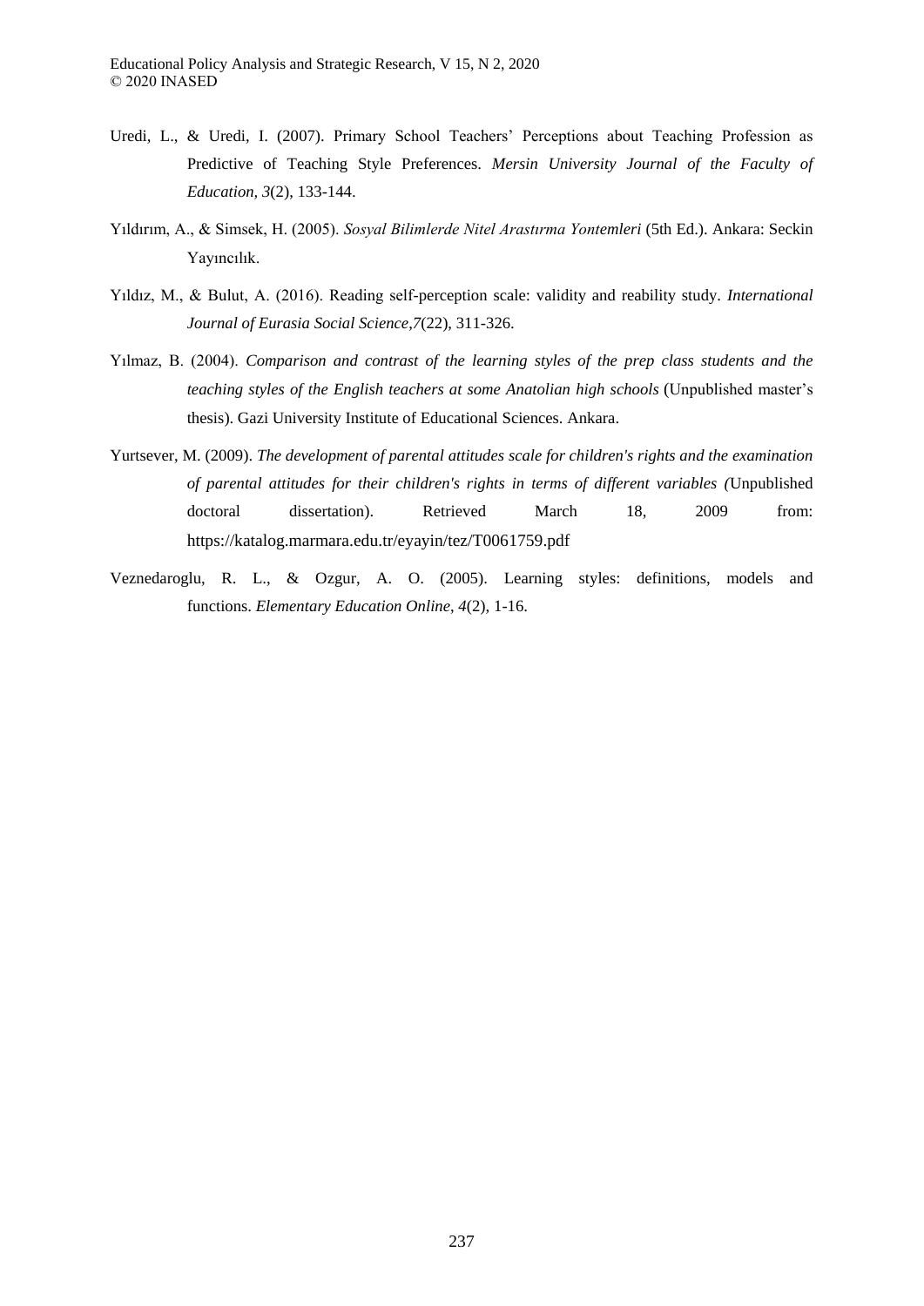Uredi, L., & Uredi, I. (2007). Primary School Teachers' Perceptions about Teaching Profession as Predictive of Teaching Style Preferences. *Mersin University Journal of the Faculty of Education, 3*(2), 133-144.

Yıldırım, A., & Simsek, H. (2005). *Sosyal Bilimlerde Nitel Arastırma Yontemleri* (5th Ed.). Ankara: Seckin Yayıncılık.

Yıldız, M., & Bulut, A. (2016). Reading self-perception scale: validity and reability study. *International Journal of Eurasia Social Science,7*(22), 311-326.

Yılmaz, B. (2004). *Comparison and contrast of the learning styles of the prep class students and the teaching styles of the English teachers at some Anatolian high schools* (Unpublished master's thesis). Gazi University Institute of Educational Sciences. Ankara.

Yurtsever, M. (2009). *The development of parental attitudes scale for children's rights and the examination of parental attitudes for their children's rights in terms of different variables (*Unpublished doctoral dissertation). Retrieved March 18, 2009 from: https://katalog.marmara.edu.tr/eyayin/tez/T0061759.pdf

Veznedaroglu, R. L., & Ozgur, A. O. (2005). Learning styles: definitions, models and functions. *Elementary Education Online*, *4*(2), 1-16.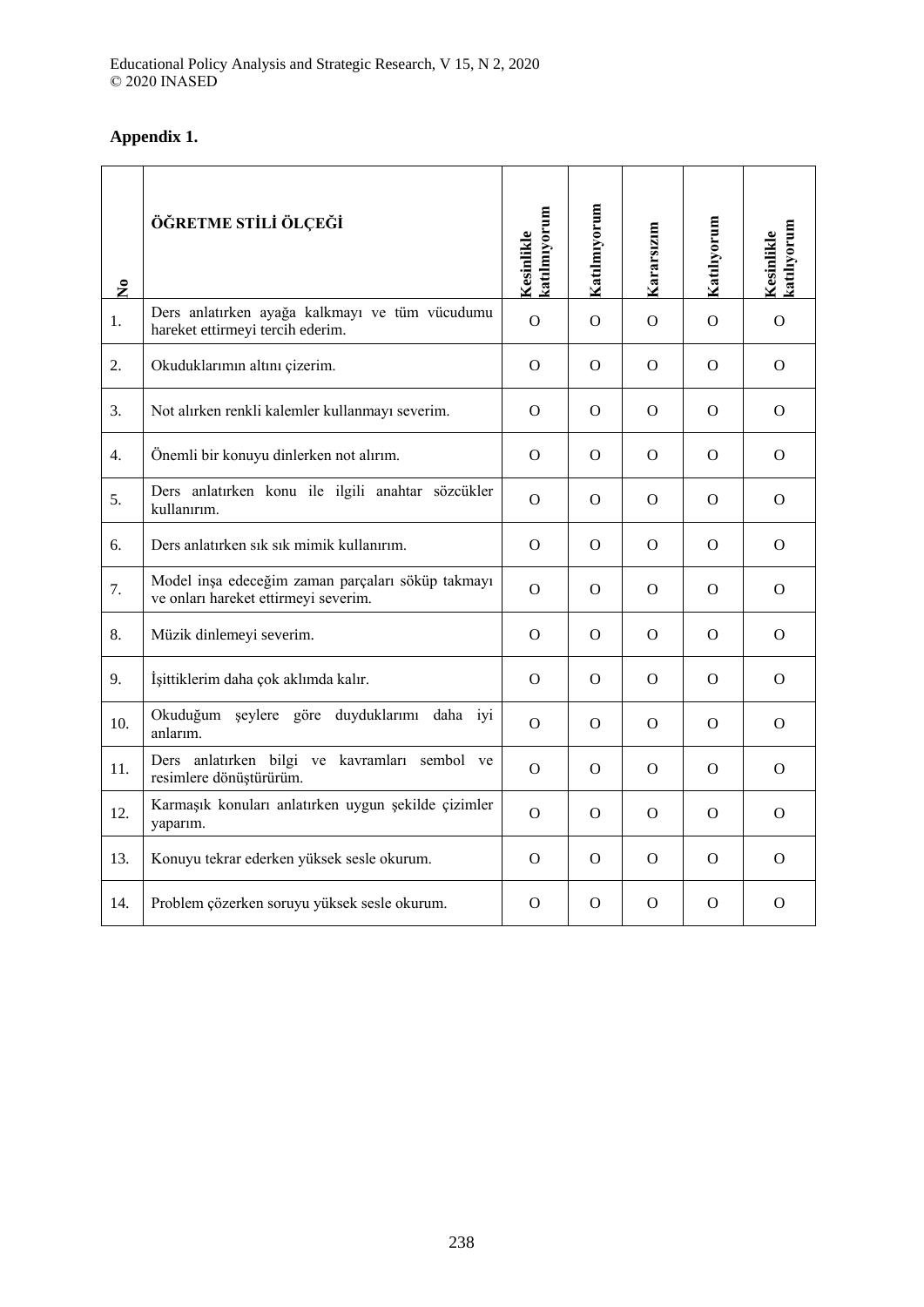## Appendix 1.

| No | ÖĞRETME STİLİ ÖLÇEĞİ | Kesinlikle katılmıyorum | Katılmıyorum | Kararsızım | Katılıyorum | Kesinlikle katılıyorum |
|---|---|---|---|---|---|---|
| 1. | Ders anlatırken ayağa kalkmayı ve tüm vücudumu hareket ettirmeyi tercih ederim. | O | O | O | O | O |
| 2. | Okuduklarımın altını çizerim. | O | O | O | O | O |
| 3. | Not alırken renkli kalemler kullanmayı severim. | O | O | O | O | O |
| 4. | Önemli bir konuyu dinlerken not alırım. | O | O | O | O | O |
| 5. | Ders anlatırken konu ile ilgili anahtar sözcükler kullanırım. | O | O | O | O | O |
| 6. | Ders anlatırken sık sık mimik kullanırım. | O | O | O | O | O |
| 7. | Model inşa edeceğim zaman parçaları söküp takmayı ve onları hareket ettirmeyi severim. | O | O | O | O | O |
| 8. | Müzik dinlemeyi severim. | O | O | O | O | O |
| 9. | İşittiklerim daha çok aklımda kalır. | O | O | O | O | O |
| 10. | Okuduğum şeylere göre duyduklarımı daha iyi anlarım. | O | O | O | O | O |
| 11. | Ders anlatırken bilgi ve kavramları sembol ve resimlere dönüştürürüm. | O | O | O | O | O |
| 12. | Karmaşık konuları anlatırken uygun şekilde çizimler yaparım. | O | O | O | O | O |
| 13. | Konuyu tekrar ederken yüksek sesle okurum. | O | O | O | O | O |
| 14. | Problem çözerken soruyu yüksek sesle okurum. | O | O | O | O | O |